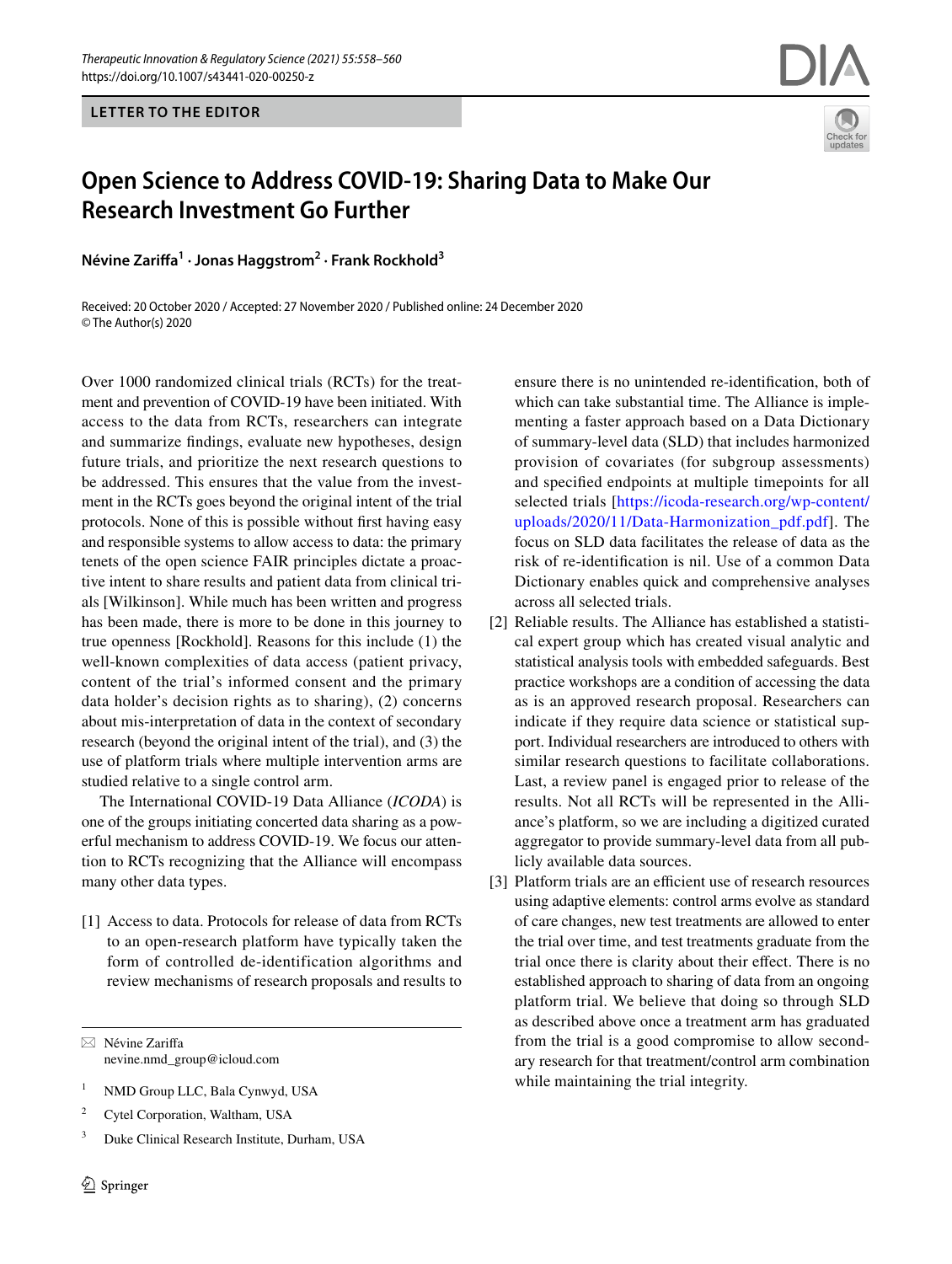LETTER TO THE EDITOR

# Open Science to Address COVID-19: Sharing Data to Make Our Research Investment Go Further

**Névine Zariffa[1] · Jonas Haggstrom[2] · Frank Rockhold[3]**

Received: 20 October 2020 / Accepted: 27 November 2020 / Published online: 24 December 2020
© The Author(s) 2020

Over 1000 randomized clinical trials (RCTs) for the treatment and prevention of COVID-19 have been initiated. With access to the data from RCTs, researchers can integrate and summarize findings, evaluate new hypotheses, design future trials, and prioritize the next research questions to be addressed. This ensures that the value from the investment in the RCTs goes beyond the original intent of the trial protocols. None of this is possible without first having easy and responsible systems to allow access to data: the primary tenets of the open science FAIR principles dictate a proactive intent to share results and patient data from clinical trials [Wilkinson]. While much has been written and progress has been made, there is more to be done in this journey to true openness [Rockhold]. Reasons for this include (1) the well-known complexities of data access (patient privacy, content of the trial's informed consent and the primary data holder's decision rights as to sharing), (2) concerns about mis-interpretation of data in the context of secondary research (beyond the original intent of the trial), and (3) the use of platform trials where multiple intervention arms are studied relative to a single control arm.

The International COVID-19 Data Alliance (*ICODA*) is one of the groups initiating concerted data sharing as a powerful mechanism to address COVID-19. We focus our attention to RCTs recognizing that the Alliance will encompass many other data types.

[1] Access to data. Protocols for release of data from RCTs to an open-research platform have typically taken the form of controlled de-identification algorithms and review mechanisms of research proposals and results to ensure there is no unintended re-identification, both of which can take substantial time. The Alliance is implementing a faster approach based on a Data Dictionary of summary-level data (SLD) that includes harmonized provision of covariates (for subgroup assessments) and specified endpoints at multiple timepoints for all selected trials [https://icoda-research.org/wp-content/uploads/2020/11/Data-Harmonization_pdf.pdf]. The focus on SLD data facilitates the release of data as the risk of re-identification is nil. Use of a common Data Dictionary enables quick and comprehensive analyses across all selected trials.

[2] Reliable results. The Alliance has established a statistical expert group which has created visual analytic and statistical analysis tools with embedded safeguards. Best practice workshops are a condition of accessing the data as is an approved research proposal. Researchers can indicate if they require data science or statistical support. Individual researchers are introduced to others with similar research questions to facilitate collaborations. Last, a review panel is engaged prior to release of the results. Not all RCTs will be represented in the Alliance's platform, so we are including a digitized curated aggregator to provide summary-level data from all publicly available data sources.

[3] Platform trials are an efficient use of research resources using adaptive elements: control arms evolve as standard of care changes, new test treatments are allowed to enter the trial over time, and test treatments graduate from the trial once there is clarity about their effect. There is no established approach to sharing of data from an ongoing platform trial. We believe that doing so through SLD as described above once a treatment arm has graduated from the trial is a good compromise to allow secondary research for that treatment/control arm combination while maintaining the trial integrity.

---

✉ Névine Zariffa
nevine.nmd_group@icloud.com

[1] NMD Group LLC, Bala Cynwyd, USA

[2] Cytel Corporation, Waltham, USA

[3] Duke Clinical Research Institute, Durham, USA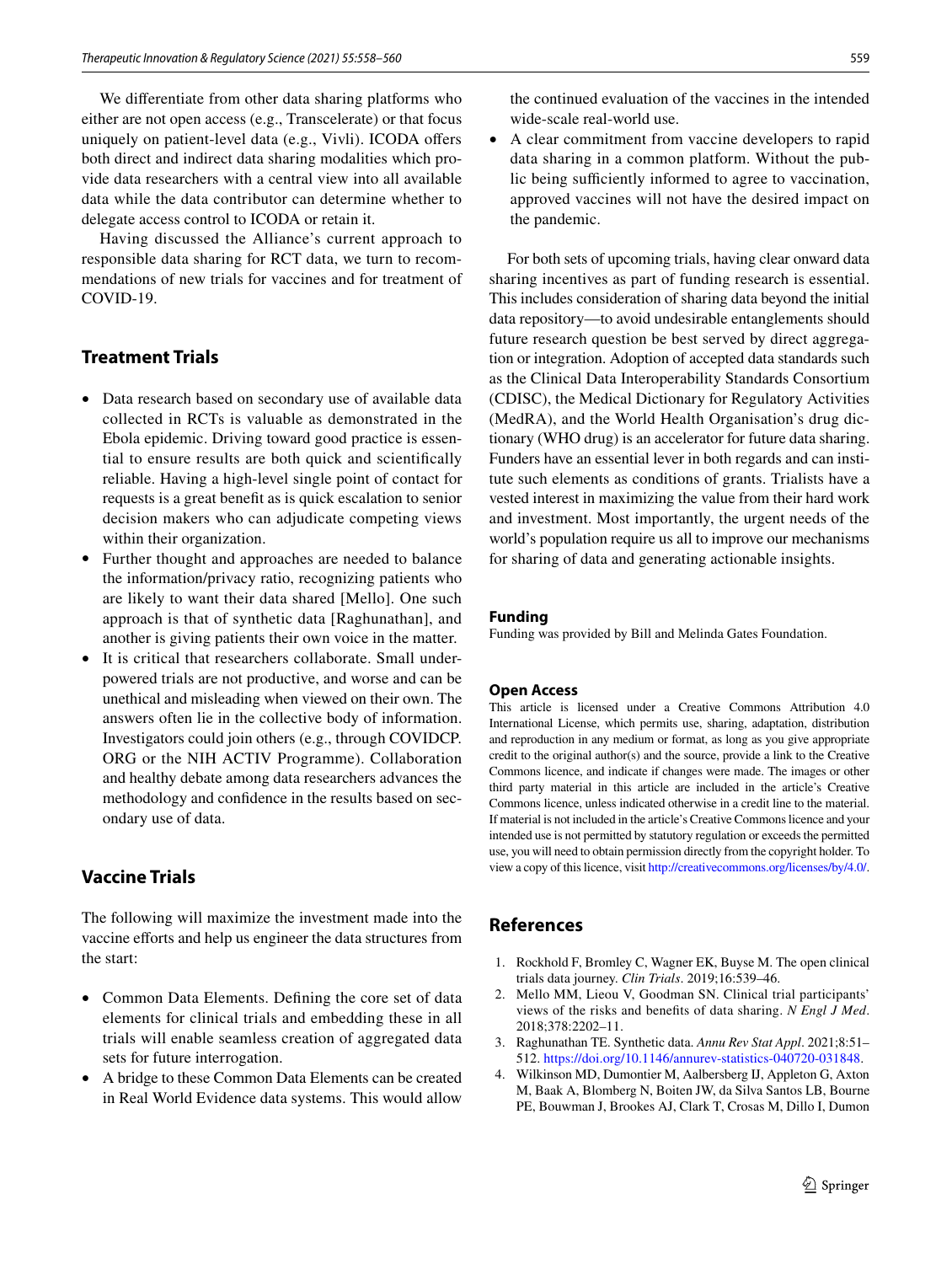We differentiate from other data sharing platforms who either are not open access (e.g., Transcelerate) or that focus uniquely on patient-level data (e.g., Vivli). ICODA offers both direct and indirect data sharing modalities which provide data researchers with a central view into all available data while the data contributor can determine whether to delegate access control to ICODA or retain it.

Having discussed the Alliance's current approach to responsible data sharing for RCT data, we turn to recommendations of new trials for vaccines and for treatment of COVID-19.

## Treatment Trials

- Data research based on secondary use of available data collected in RCTs is valuable as demonstrated in the Ebola epidemic. Driving toward good practice is essential to ensure results are both quick and scientifically reliable. Having a high-level single point of contact for requests is a great benefit as is quick escalation to senior decision makers who can adjudicate competing views within their organization.
- Further thought and approaches are needed to balance the information/privacy ratio, recognizing patients who are likely to want their data shared [Mello]. One such approach is that of synthetic data [Raghunathan], and another is giving patients their own voice in the matter.
- It is critical that researchers collaborate. Small underpowered trials are not productive, and worse and can be unethical and misleading when viewed on their own. The answers often lie in the collective body of information. Investigators could join others (e.g., through COVIDCP.ORG or the NIH ACTIV Programme). Collaboration and healthy debate among data researchers advances the methodology and confidence in the results based on secondary use of data.

## Vaccine Trials

The following will maximize the investment made into the vaccine efforts and help us engineer the data structures from the start:

- Common Data Elements. Defining the core set of data elements for clinical trials and embedding these in all trials will enable seamless creation of aggregated data sets for future interrogation.
- A bridge to these Common Data Elements can be created in Real World Evidence data systems. This would allow the continued evaluation of the vaccines in the intended wide-scale real-world use.
- A clear commitment from vaccine developers to rapid data sharing in a common platform. Without the public being sufficiently informed to agree to vaccination, approved vaccines will not have the desired impact on the pandemic.

For both sets of upcoming trials, having clear onward data sharing incentives as part of funding research is essential. This includes consideration of sharing data beyond the initial data repository—to avoid undesirable entanglements should future research question be best served by direct aggregation or integration. Adoption of accepted data standards such as the Clinical Data Interoperability Standards Consortium (CDISC), the Medical Dictionary for Regulatory Activities (MedRA), and the World Health Organisation's drug dictionary (WHO drug) is an accelerator for future data sharing. Funders have an essential lever in both regards and can institute such elements as conditions of grants. Trialists have a vested interest in maximizing the value from their hard work and investment. Most importantly, the urgent needs of the world's population require us all to improve our mechanisms for sharing of data and generating actionable insights.

### Funding

Funding was provided by Bill and Melinda Gates Foundation.

### Open Access

This article is licensed under a Creative Commons Attribution 4.0 International License, which permits use, sharing, adaptation, distribution and reproduction in any medium or format, as long as you give appropriate credit to the original author(s) and the source, provide a link to the Creative Commons licence, and indicate if changes were made. The images or other third party material in this article are included in the article's Creative Commons licence, unless indicated otherwise in a credit line to the material. If material is not included in the article's Creative Commons licence and your intended use is not permitted by statutory regulation or exceeds the permitted use, you will need to obtain permission directly from the copyright holder. To view a copy of this licence, visit http://creativecommons.org/licenses/by/4.0/.

## References

1. Rockhold F, Bromley C, Wagner EK, Buyse M. The open clinical trials data journey. *Clin Trials*. 2019;16:539–46.
2. Mello MM, Lieou V, Goodman SN. Clinical trial participants' views of the risks and benefits of data sharing. *N Engl J Med*. 2018;378:2202–11.
3. Raghunathan TE. Synthetic data. *Annu Rev Stat Appl*. 2021;8:51–512. https://doi.org/10.1146/annurev-statistics-040720-031848.
4. Wilkinson MD, Dumontier M, Aalbersberg IJ, Appleton G, Axton M, Baak A, Blomberg N, Boiten JW, da Silva Santos LB, Bourne PE, Bouwman J, Brookes AJ, Clark T, Crosas M, Dillo I, Dumon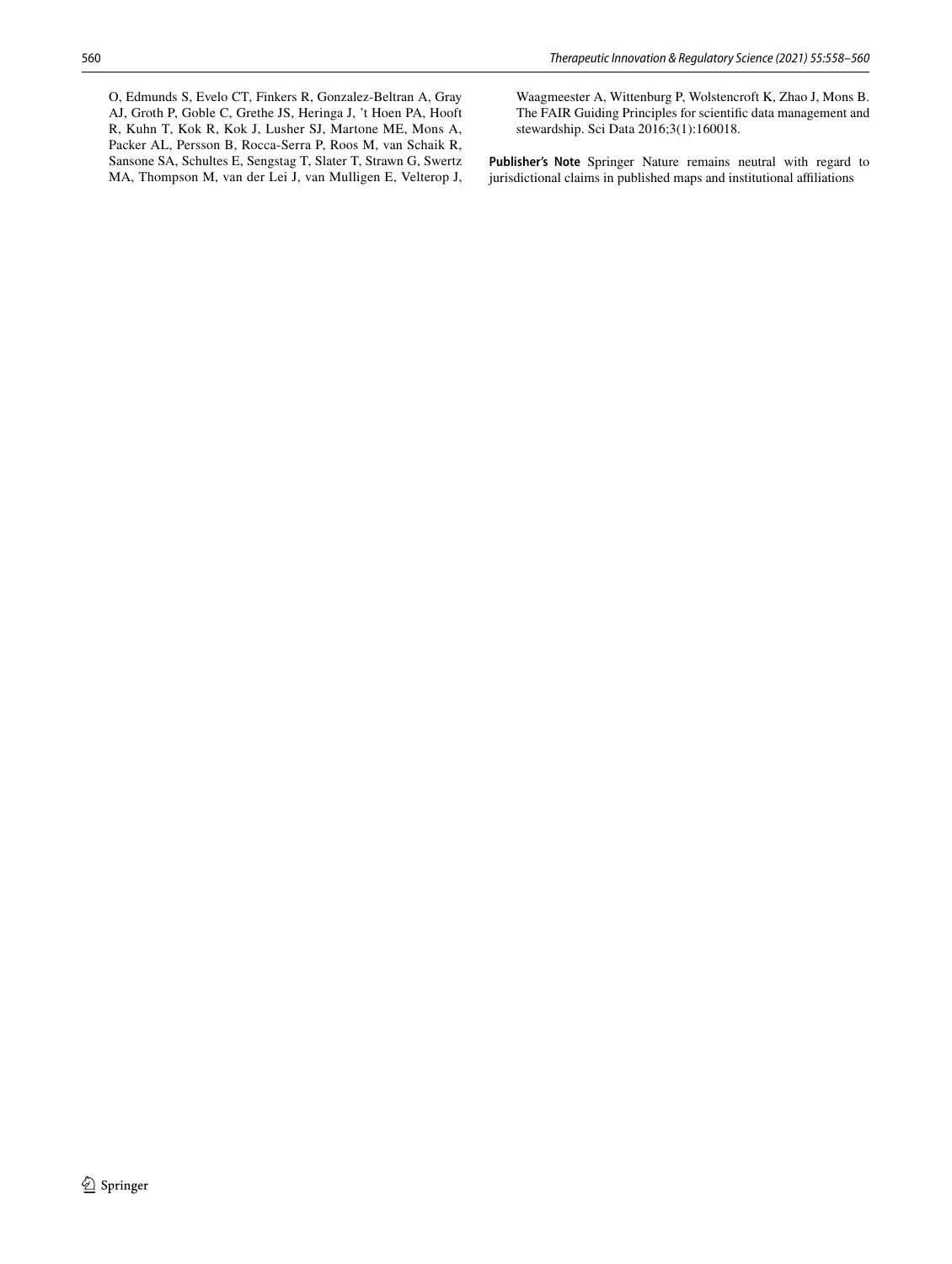O, Edmunds S, Evelo CT, Finkers R, Gonzalez-Beltran A, Gray AJ, Groth P, Goble C, Grethe JS, Heringa J, 't Hoen PA, Hooft R, Kuhn T, Kok R, Kok J, Lusher SJ, Martone ME, Mons A, Packer AL, Persson B, Rocca-Serra P, Roos M, van Schaik R, Sansone SA, Schultes E, Sengstag T, Slater T, Strawn G, Swertz MA, Thompson M, van der Lei J, van Mulligen E, Velterop J, Waagmeester A, Wittenburg P, Wolstencroft K, Zhao J, Mons B. The FAIR Guiding Principles for scientific data management and stewardship. Sci Data 2016;3(1):160018.

**Publisher's Note** Springer Nature remains neutral with regard to jurisdictional claims in published maps and institutional affiliations